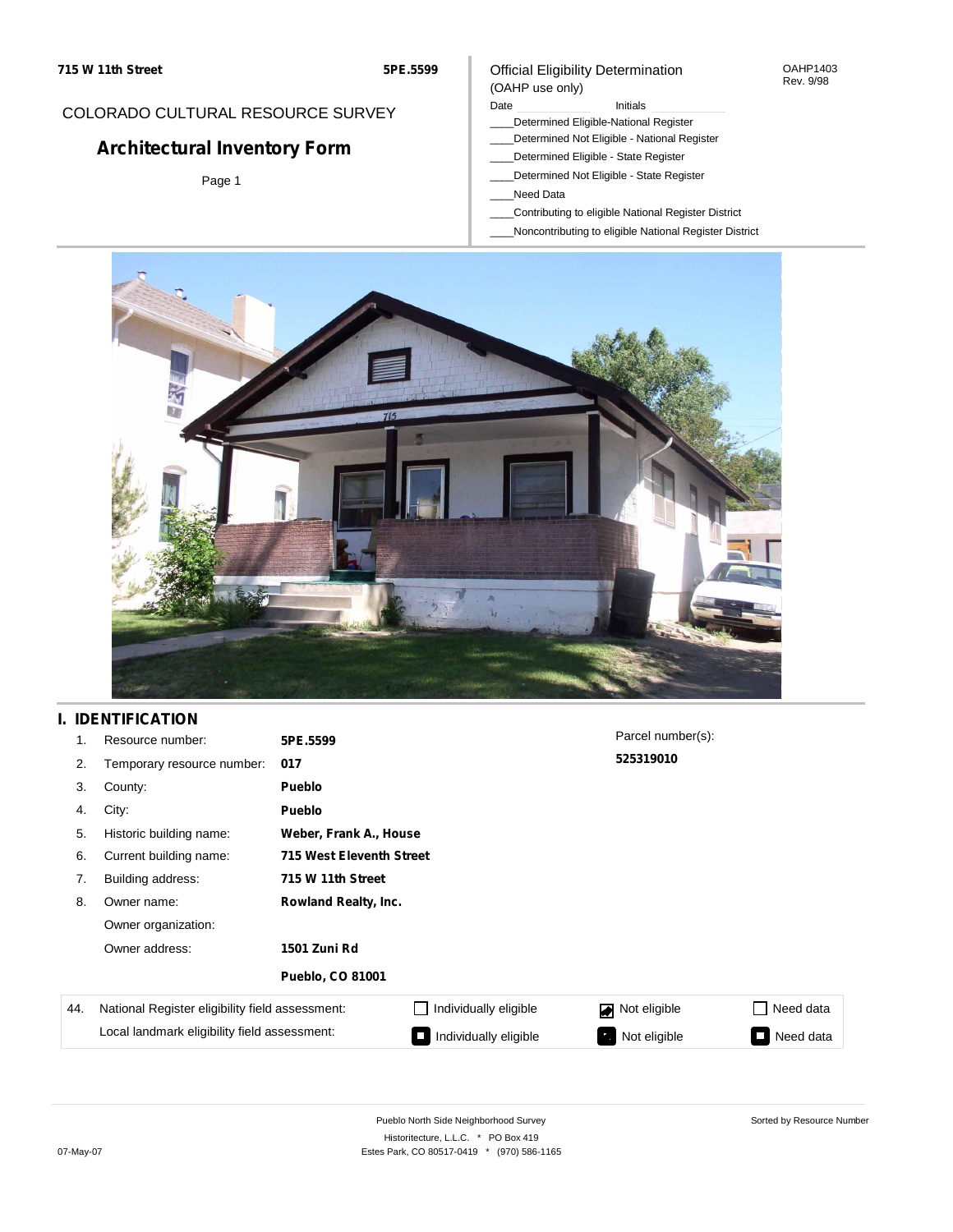715 W 11th Street

5PE.5599

COLORADO CULTURAL RESOURCE SURVEY

# Architectural Inventory Form

Official Eligibility Determination
(OAHP use only)

OAHP1403
Rev. 9/98

Date ____________ Initials ____________

____Determined Eligible-National Register
____Determined Not Eligible - National Register
____Determined Eligible - State Register
____Determined Not Eligible - State Register
____Need Data
____Contributing to eligible National Register District
____Noncontributing to eligible National Register District

## I. IDENTIFICATION

| | | |
|---|---|---|
| 1. | Resource number: | 5PE.5599 |
| 2. | Temporary resource number: | 017 |
| 3. | County: | Pueblo |
| 4. | City: | Pueblo |
| 5. | Historic building name: | Weber, Frank A., House |
| 6. | Current building name: | 715 West Eleventh Street |
| 7. | Building address: | 715 W 11th Street |
| 8. | Owner name: | Rowland Realty, Inc. |
| | Owner organization: | |
| | Owner address: | 1501 Zuni Rd<br>Pueblo, CO 81001 |

Parcel number(s):
**525319010**

| 44. | | | | |
|---|---|---|---|---|
| National Register eligibility field assessment: | ☐ Individually eligible | ☑ Not eligible | ☐ Need data |
| Local landmark eligibility field assessment: | ☐ Individually eligible | ☑ Not eligible | ☐ Need data |

Pueblo North Side Neighborhood Survey
Historitecture, L.L.C. * PO Box 419
Estes Park, CO 80517-0419 * (970) 586-1165

Sorted by Resource Number

07-May-07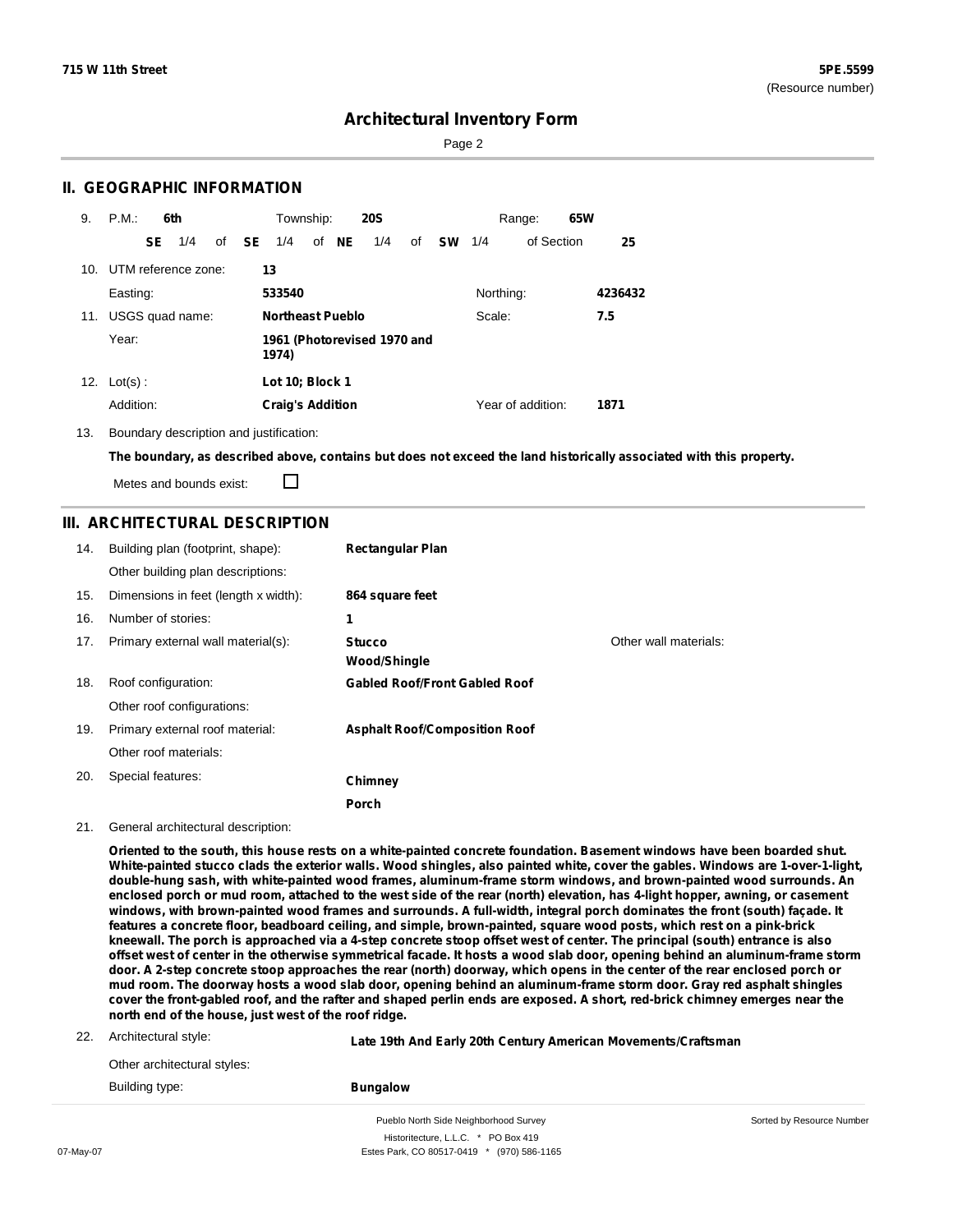## Architectural Inventory Form

## II. GEOGRAPHIC INFORMATION

9. P.M.: **6th** Township: **20S** Range: **65W**

**SE** 1/4 of **SE** 1/4 of **NE** 1/4 of **SW** 1/4 of Section **25**

10. UTM reference zone: **13**

Easting: **533540** Northing: **4236432**

11. USGS quad name: **Northeast Pueblo** Scale: **7.5**

Year: **1961 (Photorevised 1970 and 1974)**

12. Lot(s): **Lot 10; Block 1**

Addition: **Craig's Addition** Year of addition: **1871**

13. Boundary description and justification:

**The boundary, as described above, contains but does not exceed the land historically associated with this property.**

Metes and bounds exist: ☐

## III. ARCHITECTURAL DESCRIPTION

14. Building plan (footprint, shape): **Rectangular Plan**

Other building plan descriptions:

15. Dimensions in feet (length x width): **864 square feet**

16. Number of stories: **1**

17. Primary external wall material(s): **Stucco**, **Wood/Shingle** Other wall materials:

18. Roof configuration: **Gabled Roof/Front Gabled Roof**

Other roof configurations:

19. Primary external roof material: **Asphalt Roof/Composition Roof**

Other roof materials:

20. Special features: **Chimney**, **Porch**

21. General architectural description:

**Oriented to the south, this house rests on a white-painted concrete foundation. Basement windows have been boarded shut. White-painted stucco clads the exterior walls. Wood shingles, also painted white, cover the gables. Windows are 1-over-1-light, double-hung sash, with white-painted wood frames, aluminum-frame storm windows, and brown-painted wood surrounds. An enclosed porch or mud room, attached to the west side of the rear (north) elevation, has 4-light hopper, awning, or casement windows, with brown-painted wood frames and surrounds. A full-width, integral porch dominates the front (south) façade. It features a concrete floor, beadboard ceiling, and simple, brown-painted, square wood posts, which rest on a pink-brick kneewall. The porch is approached via a 4-step concrete stoop offset west of center. The principal (south) entrance is also offset west of center in the otherwise symmetrical facade. It hosts a wood slab door, opening behind an aluminum-frame storm door. A 2-step concrete stoop approaches the rear (north) doorway, which opens in the center of the rear enclosed porch or mud room. The doorway hosts a wood slab door, opening behind an aluminum-frame storm door. Gray red asphalt shingles cover the front-gabled roof, and the rafter and shaped perlin ends are exposed. A short, red-brick chimney emerges near the north end of the house, just west of the roof ridge.**

22. Architectural style: **Late 19th And Early 20th Century American Movements/Craftsman**

Other architectural styles:

Building type: **Bungalow**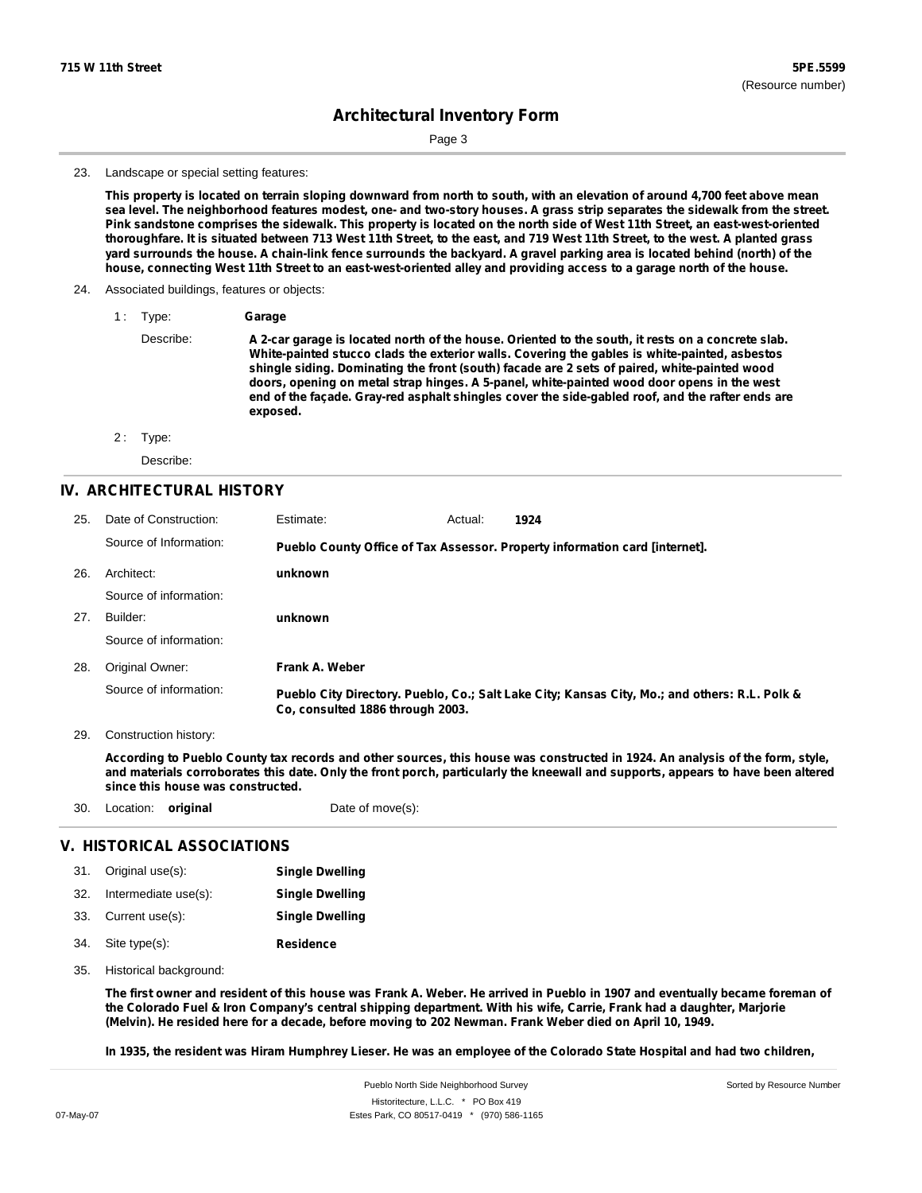# Architectural Inventory Form

23. Landscape or special setting features:

**This property is located on terrain sloping downward from north to south, with an elevation of around 4,700 feet above mean sea level. The neighborhood features modest, one- and two-story houses. A grass strip separates the sidewalk from the street. Pink sandstone comprises the sidewalk. This property is located on the north side of West 11th Street, an east-west-oriented thoroughfare. It is situated between 713 West 11th Street, to the east, and 719 West 11th Street, to the west. A planted grass yard surrounds the house. A chain-link fence surrounds the backyard. A gravel parking area is located behind (north) of the house, connecting West 11th Street to an east-west-oriented alley and providing access to a garage north of the house.**

24. Associated buildings, features or objects:

1 : Type: **Garage**

Describe: **A 2-car garage is located north of the house. Oriented to the south, it rests on a concrete slab. White-painted stucco clads the exterior walls. Covering the gables is white-painted, asbestos shingle siding. Dominating the front (south) facade are 2 sets of paired, white-painted wood doors, opening on metal strap hinges. A 5-panel, white-painted wood door opens in the west end of the façade. Gray-red asphalt shingles cover the side-gabled roof, and the rafter ends are exposed.**

2 : Type:

Describe:

## IV. ARCHITECTURAL HISTORY

25. Date of Construction: Estimate: Actual: **1924**

Source of Information: **Pueblo County Office of Tax Assessor. Property information card [internet].**

26. Architect: **unknown**

Source of information:

27. Builder: **unknown**

Source of information:

28. Original Owner: **Frank A. Weber**

Source of information: **Pueblo City Directory. Pueblo, Co.; Salt Lake City; Kansas City, Mo.; and others: R.L. Polk & Co, consulted 1886 through 2003.**

29. Construction history:

**According to Pueblo County tax records and other sources, this house was constructed in 1924. An analysis of the form, style, and materials corroborates this date. Only the front porch, particularly the kneewall and supports, appears to have been altered since this house was constructed.**

30. Location: **original** Date of move(s):

## V. HISTORICAL ASSOCIATIONS

31. Original use(s): **Single Dwelling**
32. Intermediate use(s): **Single Dwelling**
33. Current use(s): **Single Dwelling**
34. Site type(s): **Residence**
35. Historical background:

**The first owner and resident of this house was Frank A. Weber. He arrived in Pueblo in 1907 and eventually became foreman of the Colorado Fuel & Iron Company's central shipping department. With his wife, Carrie, Frank had a daughter, Marjorie (Melvin). He resided here for a decade, before moving to 202 Newman. Frank Weber died on April 10, 1949.**

**In 1935, the resident was Hiram Humphrey Lieser. He was an employee of the Colorado State Hospital and had two children,**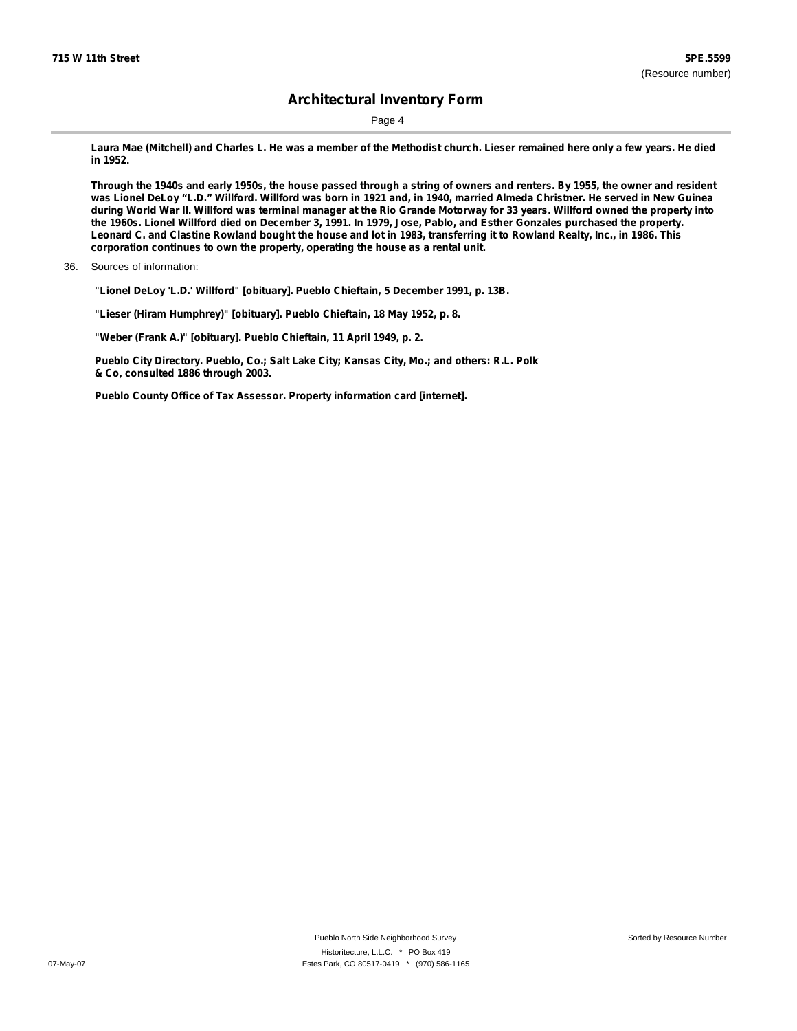Laura Mae (Mitchell) and Charles L. He was a member of the Methodist church. Lieser remained here only a few years. He died in 1952.

Through the 1940s and early 1950s, the house passed through a string of owners and renters. By 1955, the owner and resident was Lionel DeLoy "L.D." Willford. Willford was born in 1921 and, in 1940, married Almeda Christner. He served in New Guinea during World War II. Willford was terminal manager at the Rio Grande Motorway for 33 years. Willford owned the property into the 1960s. Lionel Willford died on December 3, 1991. In 1979, Jose, Pablo, and Esther Gonzales purchased the property. Leonard C. and Clastine Rowland bought the house and lot in 1983, transferring it to Rowland Realty, Inc., in 1986. This corporation continues to own the property, operating the house as a rental unit.

36. Sources of information:

"Lionel DeLoy 'L.D.' Willford" [obituary]. Pueblo Chieftain, 5 December 1991, p. 13B.

"Lieser (Hiram Humphrey)" [obituary]. Pueblo Chieftain, 18 May 1952, p. 8.

"Weber (Frank A.)" [obituary]. Pueblo Chieftain, 11 April 1949, p. 2.

Pueblo City Directory. Pueblo, Co.; Salt Lake City; Kansas City, Mo.; and others: R.L. Polk & Co, consulted 1886 through 2003.

Pueblo County Office of Tax Assessor. Property information card [internet].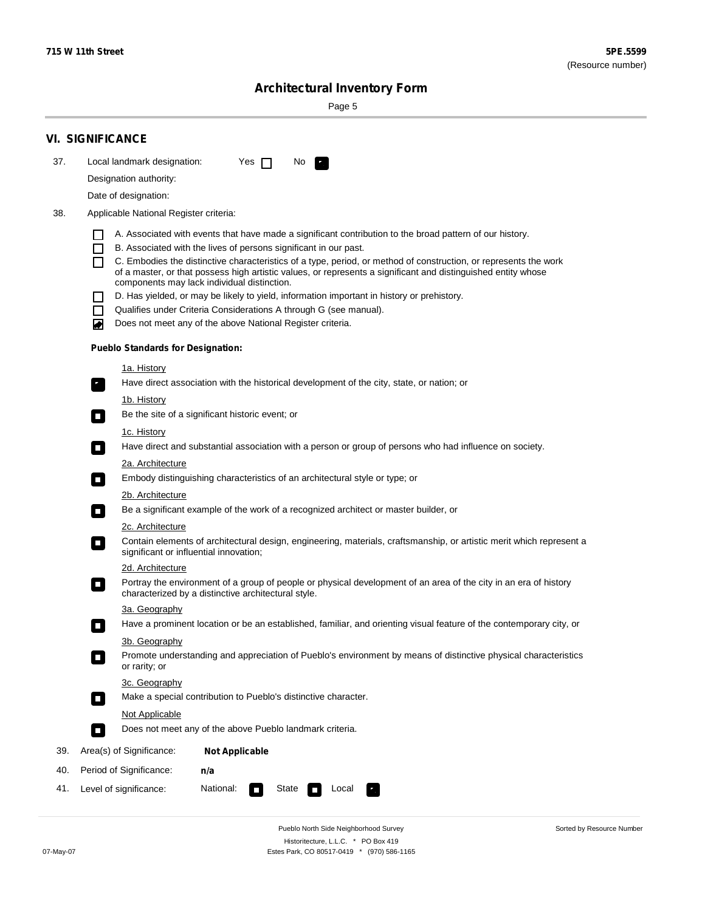**715 W 11th Street** **5PE.5599**
(Resource number)

## Architectural Inventory Form

## VI. SIGNIFICANCE

37. Local landmark designation: Yes ☐ No ☑

Designation authority:

Date of designation:

38. Applicable National Register criteria:

- ☐ A. Associated with events that have made a significant contribution to the broad pattern of our history.
- ☐ B. Associated with the lives of persons significant in our past.
- ☐ C. Embodies the distinctive characteristics of a type, period, or method of construction, or represents the work of a master, or that possess high artistic values, or represents a significant and distinguished entity whose components may lack individual distinction.
- ☐ D. Has yielded, or may be likely to yield, information important in history or prehistory.
- ☐ Qualifies under Criteria Considerations A through G (see manual).
- ☑ Does not meet any of the above National Register criteria.

**Pueblo Standards for Designation:**

1a. History
☑ Have direct association with the historical development of the city, state, or nation; or

1b. History
☐ Be the site of a significant historic event; or

1c. History
☐ Have direct and substantial association with a person or group of persons who had influence on society.

2a. Architecture
☐ Embody distinguishing characteristics of an architectural style or type; or

2b. Architecture
☐ Be a significant example of the work of a recognized architect or master builder, or

2c. Architecture
☐ Contain elements of architectural design, engineering, materials, craftsmanship, or artistic merit which represent a significant or influential innovation;

2d. Architecture
☐ Portray the environment of a group of people or physical development of an area of the city in an era of history characterized by a distinctive architectural style.

3a. Geography
☐ Have a prominent location or be an established, familiar, and orienting visual feature of the contemporary city, or

3b. Geography
☐ Promote understanding and appreciation of Pueblo's environment by means of distinctive physical characteristics or rarity; or

3c. Geography
☐ Make a special contribution to Pueblo's distinctive character.

Not Applicable
☐ Does not meet any of the above Pueblo landmark criteria.

39. Area(s) of Significance: **Not Applicable**

40. Period of Significance: **n/a**

41. Level of significance: National: ☐ State ☐ Local ☑

Pueblo North Side Neighborhood Survey
Historitecture, L.L.C. * PO Box 419
Estes Park, CO 80517-0419 * (970) 586-1165

07-May-07

Sorted by Resource Number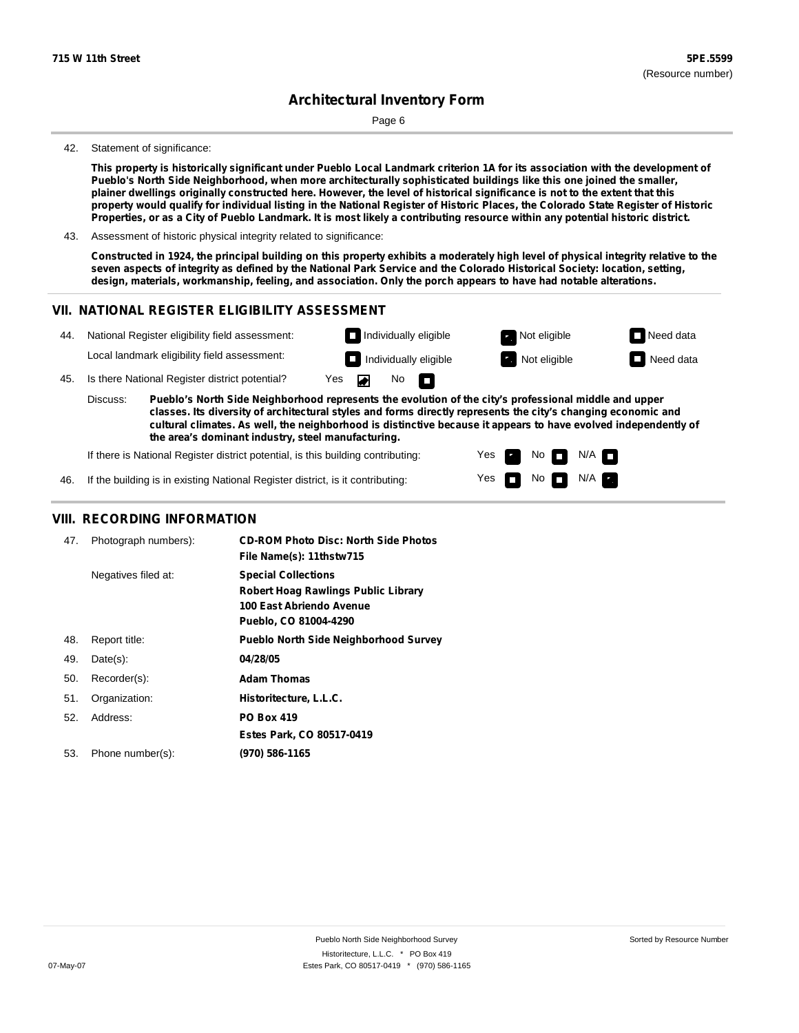**715 W 11th Street** **5PE.5599**
(Resource number)

# Architectural Inventory Form

42. Statement of significance:

**This property is historically significant under Pueblo Local Landmark criterion 1A for its association with the development of Pueblo's North Side Neighborhood, when more architecturally sophisticated buildings like this one joined the smaller, plainer dwellings originally constructed here. However, the level of historical significance is not to the extent that this property would qualify for individual listing in the National Register of Historic Places, the Colorado State Register of Historic Properties, or as a City of Pueblo Landmark. It is most likely a contributing resource within any potential historic district.**

43. Assessment of historic physical integrity related to significance:

**Constructed in 1924, the principal building on this property exhibits a moderately high level of physical integrity relative to the seven aspects of integrity as defined by the National Park Service and the Colorado Historical Society: location, setting, design, materials, workmanship, feeling, and association. Only the porch appears to have had notable alterations.**

## VII. NATIONAL REGISTER ELIGIBILITY ASSESSMENT

44. National Register eligibility field assessment: ☐ Individually eligible ☑ Not eligible ☐ Need data

Local landmark eligibility field assessment: ☐ Individually eligible ☑ Not eligible ☐ Need data

45. Is there National Register district potential? Yes ☑ No ☐

Discuss: **Pueblo's North Side Neighborhood represents the evolution of the city's professional middle and upper classes. Its diversity of architectural styles and forms directly represents the city's changing economic and cultural climates. As well, the neighborhood is distinctive because it appears to have evolved independently of the area's dominant industry, steel manufacturing.**

If there is National Register district potential, is this building contributing: Yes ☑ No ☐ N/A ☐

46. If the building is in existing National Register district, is it contributing: Yes ☐ No ☐ N/A ☑

## VIII. RECORDING INFORMATION

| | | |
|---|---|---|
| 47. | Photograph numbers): | **CD-ROM Photo Disc: North Side Photos**<br>**File Name(s): 11thstw715** |
| | Negatives filed at: | **Special Collections**<br>**Robert Hoag Rawlings Public Library**<br>**100 East Abriendo Avenue**<br>**Pueblo, CO 81004-4290** |
| 48. | Report title: | **Pueblo North Side Neighborhood Survey** |
| 49. | Date(s): | **04/28/05** |
| 50. | Recorder(s): | **Adam Thomas** |
| 51. | Organization: | **Historitecture, L.L.C.** |
| 52. | Address: | **PO Box 419**<br>**Estes Park, CO 80517-0419** |
| 53. | Phone number(s): | **(970) 586-1165** |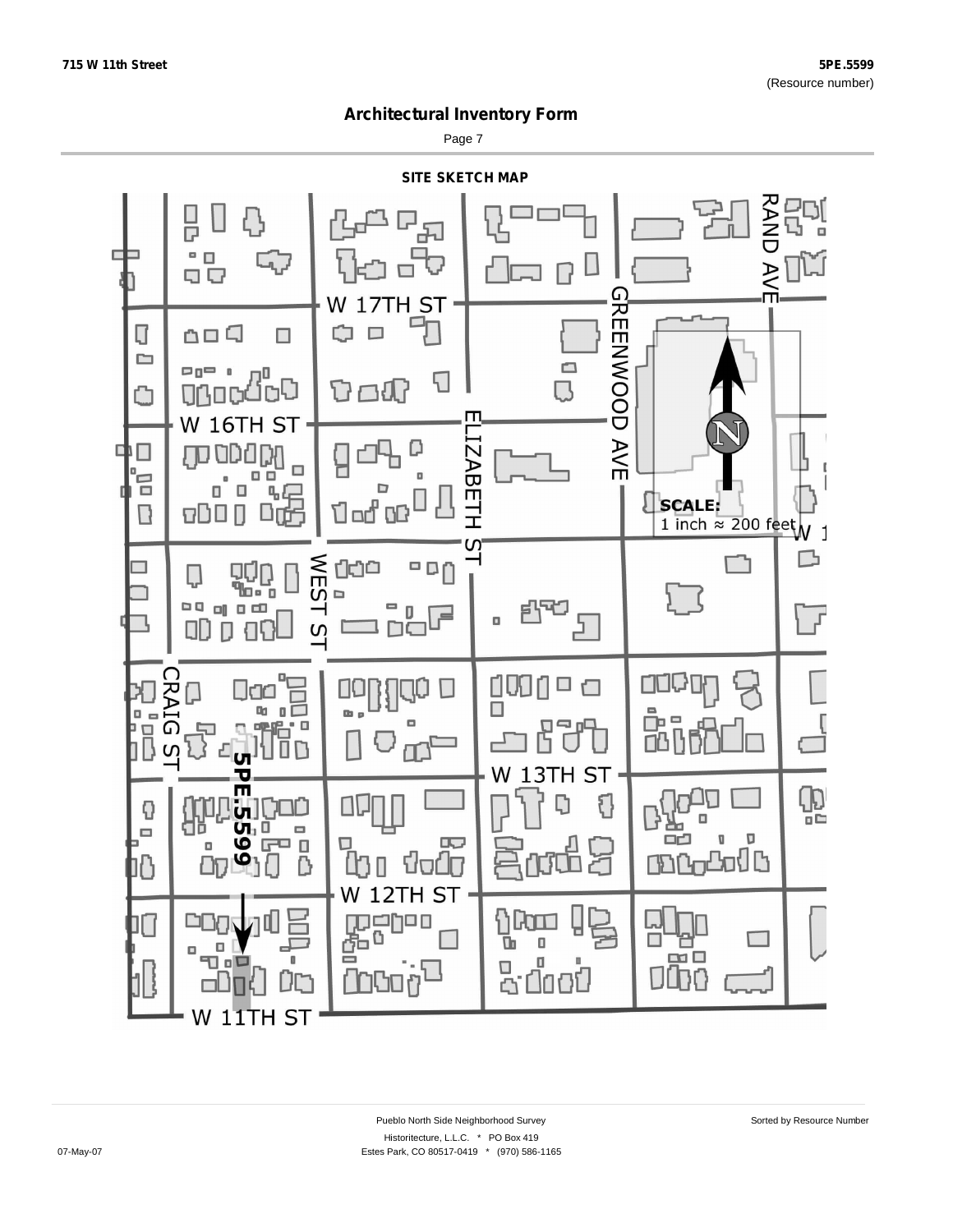# Architectural Inventory Form

## SITE SKETCH MAP

W 17TH ST

W 16TH ST

W 13TH ST

W 12TH ST

W 11TH ST

RAND AVE

GREENWOOD AVE

ELIZABETH ST

WEST ST

CRAIG ST

5PE.5599

**SCALE:** 1 inch ≈ 200 feet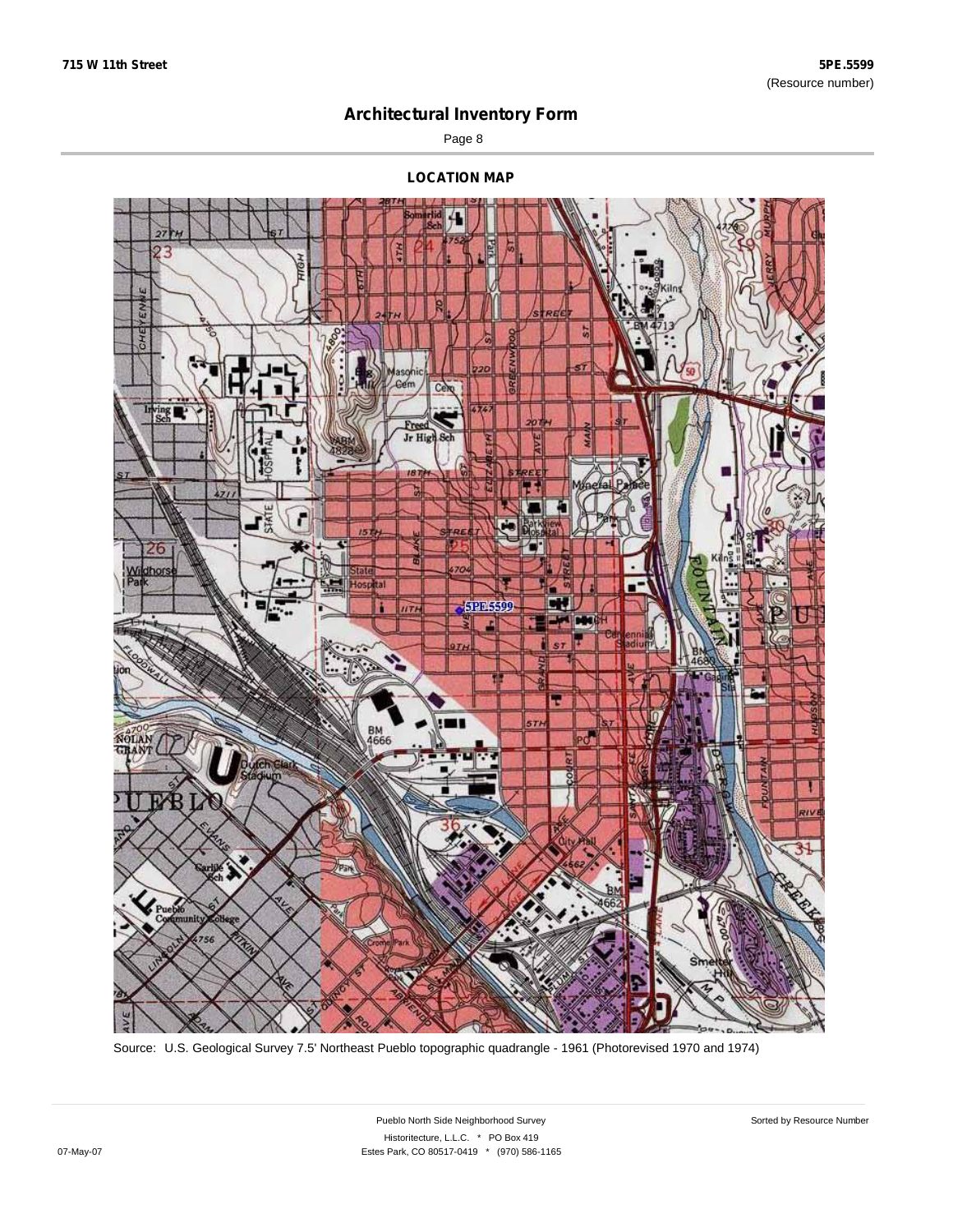# Architectural Inventory Form

## LOCATION MAP

Source: U.S. Geological Survey 7.5' Northeast Pueblo topographic quadrangle - 1961 (Photorevised 1970 and 1974)